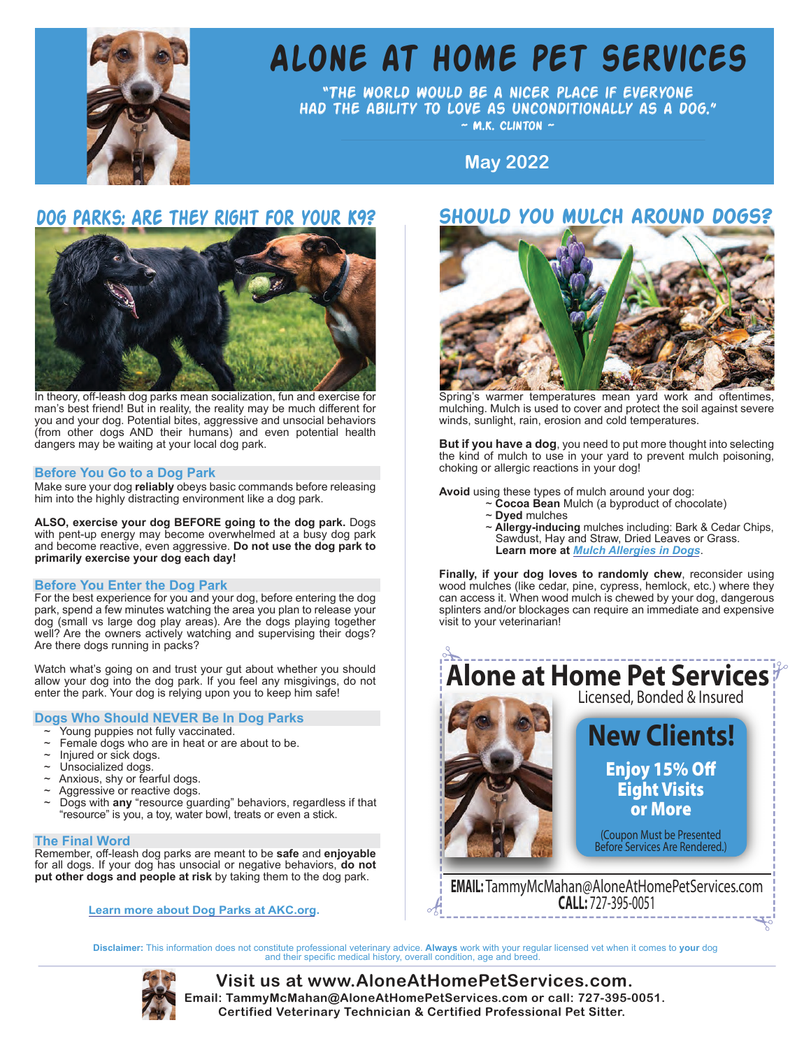# Alone at Home Pet Services

"The world would be a nicer place if everyone had the ability to love as unconditionally as a dog."
~ M.K. Clinton ~

**May 2022**

## Dog Parks: Are They Right for Your K9?

In theory, off-leash dog parks mean socialization, fun and exercise for man's best friend! But in reality, the reality may be much different for you and your dog. Potential bites, aggressive and unsocial behaviors (from other dogs AND their humans) and even potential health dangers may be waiting at your local dog park.

### Before You Go to a Dog Park

Make sure your dog **reliably** obeys basic commands before releasing him into the highly distracting environment like a dog park.

**ALSO, exercise your dog BEFORE going to the dog park.** Dogs with pent-up energy may become overwhelmed at a busy dog park and become reactive, even aggressive. **Do not use the dog park to primarily exercise your dog each day!**

### Before You Enter the Dog Park

For the best experience for you and your dog, before entering the dog park, spend a few minutes watching the area you plan to release your dog (small vs large dog play areas). Are the dogs playing together well? Are the owners actively watching and supervising their dogs? Are there dogs running in packs?

Watch what's going on and trust your gut about whether you should allow your dog into the dog park. If you feel any misgivings, do not enter the park. Your dog is relying upon you to keep him safe!

### Dogs Who Should NEVER Be In Dog Parks

- ~ Young puppies not fully vaccinated.
- ~ Female dogs who are in heat or are about to be.
- ~ Injured or sick dogs.
- ~ Unsocialized dogs.
- ~ Anxious, shy or fearful dogs.
- ~ Aggressive or reactive dogs.
- ~ Dogs with **any** "resource guarding" behaviors, regardless if that "resource" is you, a toy, water bowl, treats or even a stick.

### The Final Word

Remember, off-leash dog parks are meant to be **safe** and **enjoyable** for all dogs. If your dog has unsocial or negative behaviors, **do not put other dogs and people at risk** by taking them to the dog park.

**Learn more about Dog Parks at AKC.org.**

## Should You Mulch Around Dogs?

Spring's warmer temperatures mean yard work and oftentimes, mulching. Mulch is used to cover and protect the soil against severe winds, sunlight, rain, erosion and cold temperatures.

**But if you have a dog**, you need to put more thought into selecting the kind of mulch to use in your yard to prevent mulch poisoning, choking or allergic reactions in your dog!

**Avoid** using these types of mulch around your dog:

- ~ **Cocoa Bean** Mulch (a byproduct of chocolate)
- ~ **Dyed** mulches
- ~ **Allergy-inducing** mulches including: Bark & Cedar Chips, Sawdust, Hay and Straw, Dried Leaves or Grass.
  **Learn more at *Mulch Allergies in Dogs*.**

**Finally, if your dog loves to randomly chew**, reconsider using wood mulches (like cedar, pine, cypress, hemlock, etc.) where they can access it. When wood mulch is chewed by your dog, dangerous splinters and/or blockages can require an immediate and expensive visit to your veterinarian!

---

**Alone at Home Pet Services**
Licensed, Bonded & Insured

**New Clients!**
**Enjoy 15% Off Eight Visits or More**
(Coupon Must be Presented Before Services Are Rendered.)

**EMAIL:** TammyMcMahan@AloneAtHomePetServices.com
**CALL:** 727-395-0051

---

**Disclaimer:** This information does not constitute professional veterinary advice. **Always** work with your regular licensed vet when it comes to **your** dog and their specific medical history, overall condition, age and breed.

**Visit us at www.AloneAtHomePetServices.com.**
**Email: TammyMcMahan@AloneAtHomePetServices.com or call: 727-395-0051.**
**Certified Veterinary Technician & Certified Professional Pet Sitter.**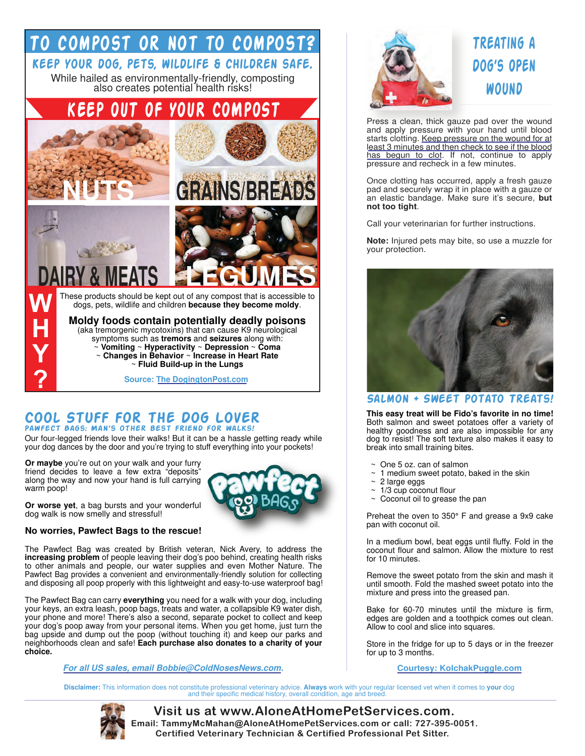# To Compost or Not to Compost?

## Keep Your Dog, Pets, Wildlife & Children Safe.

While hailed as environmentally-friendly, composting also creates potential health risks!

## Keep Out of Your Compost

NUTS

GRAINS/BREADS

DAIRY & MEATS

LEGUMES

**WHY?**

These products should be kept out of any compost that is accessible to dogs, pets, wildlife and children **because they become moldy**.

**Moldy foods contain potentially deadly poisons** (aka tremorgenic mycotoxins) that can cause K9 neurological symptoms such as **tremors** and **seizures** along with:
~ **Vomiting** ~ **Hyperactivity** ~ **Depression** ~ **Coma**
~ **Changes in Behavior** ~ **Increase in Heart Rate**
~ **Fluid Build-up in the Lungs**

**Source: The DogingtonPost.com**

# Cool Stuff for the Dog Lover

### Pawfect Bags: Man's Other Best Friend for Walks!

Our four-legged friends love their walks! But it can be a hassle getting ready while your dog dances by the door and you're trying to stuff everything into your pockets!

**Or maybe** you're out on your walk and your furry friend decides to leave a few extra "deposits" along the way and now your hand is full carrying warm poop!

**Or worse yet**, a bag bursts and your wonderful dog walk is now smelly and stressful!

**No worries, Pawfect Bags to the rescue!**

The Pawfect Bag was created by British veteran, Nick Avery, to address the **increasing problem** of people leaving their dog's poo behind, creating health risks to other animals and people, our water supplies and even Mother Nature. The Pawfect Bag provides a convenient and environmentally-friendly solution for collecting and disposing all poop properly with this lightweight and easy-to-use waterproof bag!

The Pawfect Bag can carry **everything** you need for a walk with your dog, including your keys, an extra leash, poop bags, treats and water, a collapsible K9 water dish, your phone and more! There's also a second, separate pocket to collect and keep your dog's poop away from your personal items. When you get home, just turn the bag upside and dump out the poop (without touching it) and keep our parks and neighborhoods clean and safe! **Each purchase also donates to a charity of your choice.**

***For all US sales, email Bobbie@ColdNosesNews.com.***

# Treating a Dog's Open Wound

Press a clean, thick gauze pad over the wound and apply pressure with your hand until blood starts clotting. Keep pressure on the wound for at least 3 minutes and then check to see if the blood has begun to clot. If not, continue to apply pressure and recheck in a few minutes.

Once clotting has occurred, apply a fresh gauze pad and securely wrap it in place with a gauze or an elastic bandage. Make sure it's secure, **but not too tight**.

Call your veterinarian for further instructions.

**Note:** Injured pets may bite, so use a muzzle for your protection.

## Salmon + Sweet Potato Treats!

**This easy treat will be Fido's favorite in no time!** Both salmon and sweet potatoes offer a variety of healthy goodness and are also impossible for any dog to resist! The soft texture also makes it easy to break into small training bites.

- One 5 oz. can of salmon
- 1 medium sweet potato, baked in the skin
- 2 large eggs
- 1/3 cup coconut flour
- Coconut oil to grease the pan

Preheat the oven to 350° F and grease a 9x9 cake pan with coconut oil.

In a medium bowl, beat eggs until fluffy. Fold in the coconut flour and salmon. Allow the mixture to rest for 10 minutes.

Remove the sweet potato from the skin and mash it until smooth. Fold the mashed sweet potato into the mixture and press into the greased pan.

Bake for 60-70 minutes until the mixture is firm, edges are golden and a toothpick comes out clean. Allow to cool and slice into squares.

Store in the fridge for up to 5 days or in the freezer for up to 3 months.

**Courtesy: KolchakPuggle.com**

**Disclaimer:** This information does not constitute professional veterinary advice. **Always** work with your regular licensed vet when it comes to **your** dog and their specific medical history, overall condition, age and breed.

**Visit us at www.AloneAtHomePetServices.com.**
**Email: TammyMcMahan@AloneAtHomePetServices.com or call: 727-395-0051.**
**Certified Veterinary Technician & Certified Professional Pet Sitter.**